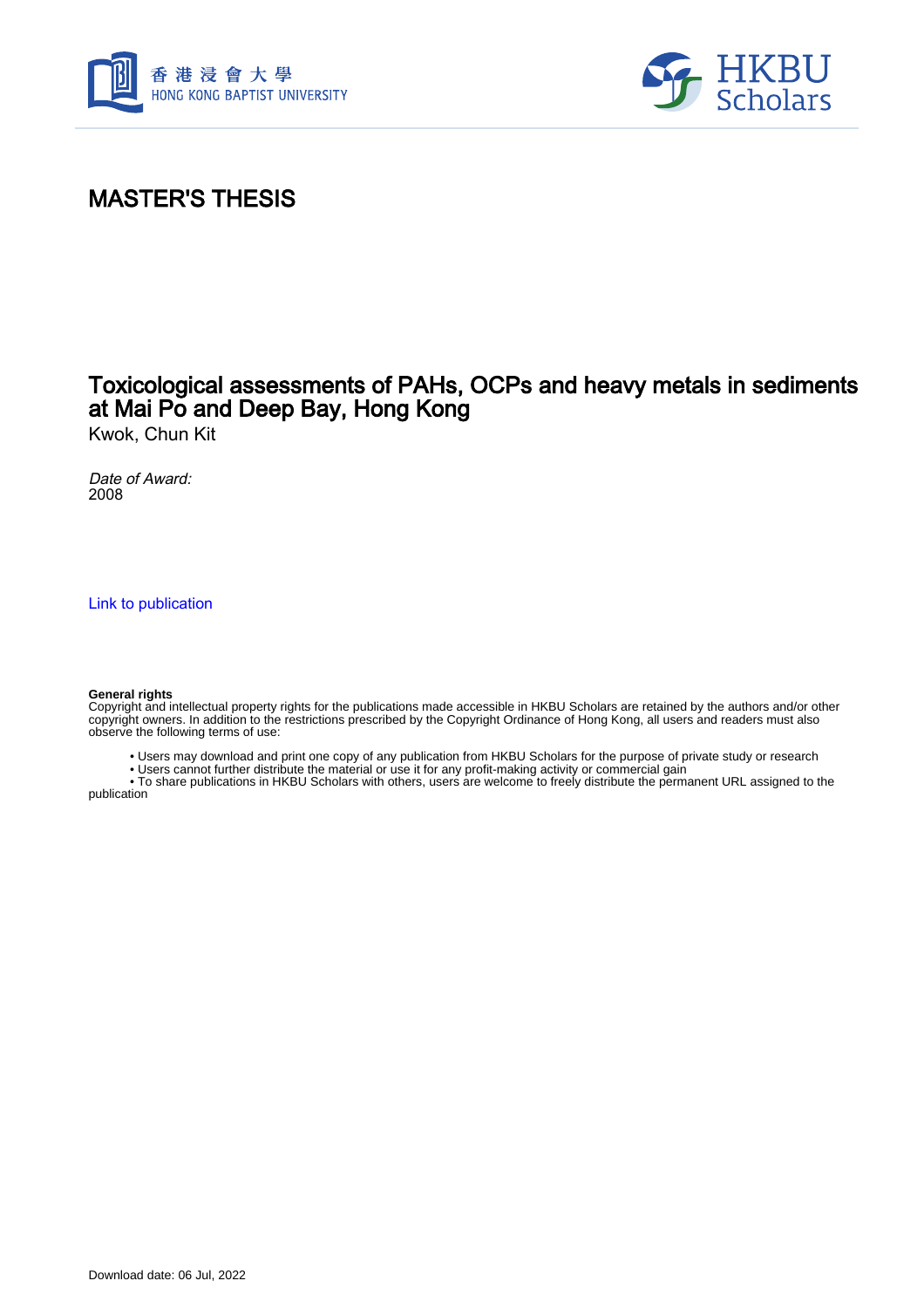# MASTER'S THESIS

## Toxicological assessments of PAHs, OCPs and heavy metals in sediments at Mai Po and Deep Bay, Hong Kong

Kwok, Chun Kit

*Date of Award:*
2008

Link to publication

**General rights**
Copyright and intellectual property rights for the publications made accessible in HKBU Scholars are retained by the authors and/or other copyright owners. In addition to the restrictions prescribed by the Copyright Ordinance of Hong Kong, all users and readers must also observe the following terms of use:

- Users may download and print one copy of any publication from HKBU Scholars for the purpose of private study or research
- Users cannot further distribute the material or use it for any profit-making activity or commercial gain
- To share publications in HKBU Scholars with others, users are welcome to freely distribute the permanent URL assigned to the publication

Download date: 06 Jul, 2022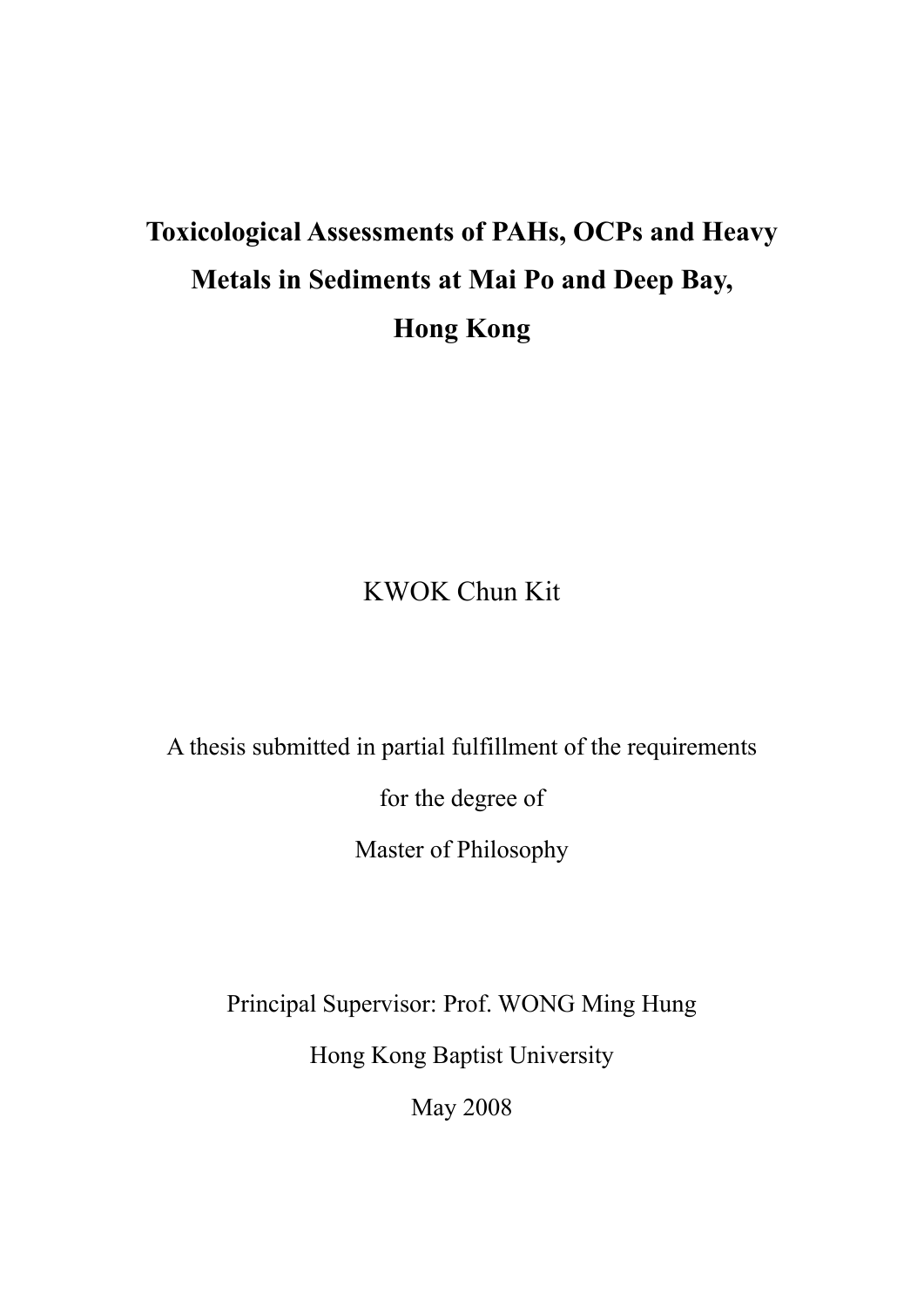# Toxicological Assessments of PAHs, OCPs and Heavy Metals in Sediments at Mai Po and Deep Bay, Hong Kong

KWOK Chun Kit

A thesis submitted in partial fulfillment of the requirements

for the degree of

Master of Philosophy

Principal Supervisor: Prof. WONG Ming Hung

Hong Kong Baptist University

May 2008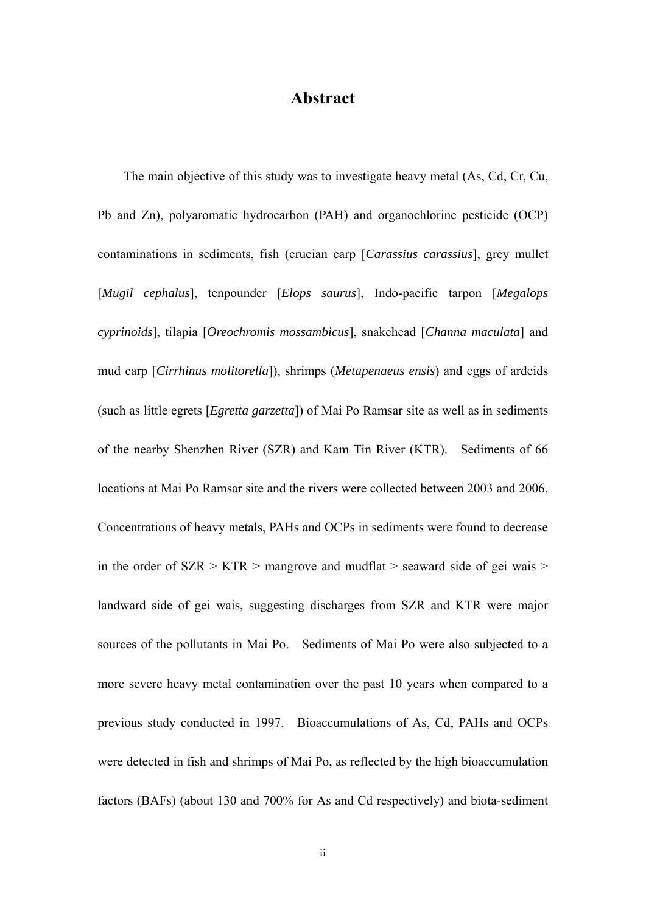# Abstract

The main objective of this study was to investigate heavy metal (As, Cd, Cr, Cu, Pb and Zn), polyaromatic hydrocarbon (PAH) and organochlorine pesticide (OCP) contaminations in sediments, fish (crucian carp [*Carassius carassius*], grey mullet [*Mugil cephalus*], tenpounder [*Elops saurus*], Indo-pacific tarpon [*Megalops cyprinoids*], tilapia [*Oreochromis mossambicus*], snakehead [*Channa maculata*] and mud carp [*Cirrhinus molitorella*]), shrimps (*Metapenaeus ensis*) and eggs of ardeids (such as little egrets [*Egretta garzetta*]) of Mai Po Ramsar site as well as in sediments of the nearby Shenzhen River (SZR) and Kam Tin River (KTR). Sediments of 66 locations at Mai Po Ramsar site and the rivers were collected between 2003 and 2006. Concentrations of heavy metals, PAHs and OCPs in sediments were found to decrease in the order of SZR > KTR > mangrove and mudflat > seaward side of gei wais > landward side of gei wais, suggesting discharges from SZR and KTR were major sources of the pollutants in Mai Po. Sediments of Mai Po were also subjected to a more severe heavy metal contamination over the past 10 years when compared to a previous study conducted in 1997. Bioaccumulations of As, Cd, PAHs and OCPs were detected in fish and shrimps of Mai Po, as reflected by the high bioaccumulation factors (BAFs) (about 130 and 700% for As and Cd respectively) and biota-sediment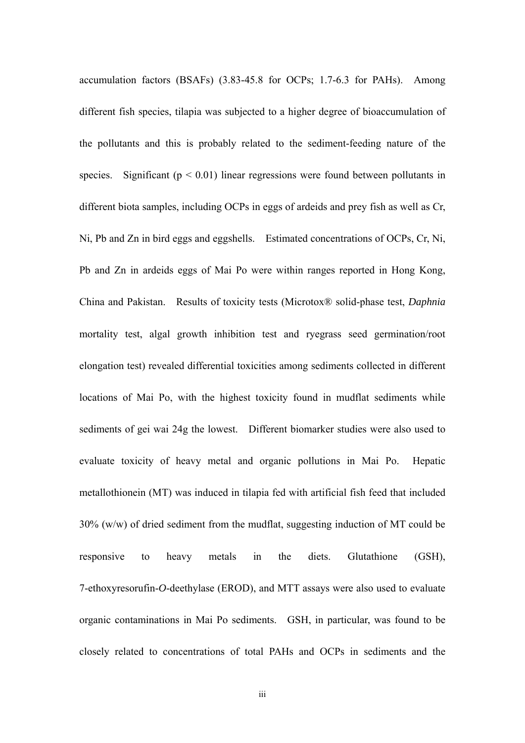accumulation factors (BSAFs) (3.83-45.8 for OCPs; 1.7-6.3 for PAHs). Among different fish species, tilapia was subjected to a higher degree of bioaccumulation of the pollutants and this is probably related to the sediment-feeding nature of the species. Significant ($p < 0.01$) linear regressions were found between pollutants in different biota samples, including OCPs in eggs of ardeids and prey fish as well as Cr, Ni, Pb and Zn in bird eggs and eggshells. Estimated concentrations of OCPs, Cr, Ni, Pb and Zn in ardeids eggs of Mai Po were within ranges reported in Hong Kong, China and Pakistan. Results of toxicity tests (Microtox® solid-phase test, *Daphnia* mortality test, algal growth inhibition test and ryegrass seed germination/root elongation test) revealed differential toxicities among sediments collected in different locations of Mai Po, with the highest toxicity found in mudflat sediments while sediments of gei wai 24g the lowest. Different biomarker studies were also used to evaluate toxicity of heavy metal and organic pollutions in Mai Po. Hepatic metallothionein (MT) was induced in tilapia fed with artificial fish feed that included 30% (w/w) of dried sediment from the mudflat, suggesting induction of MT could be responsive to heavy metals in the diets. Glutathione (GSH), 7-ethoxyresorufin-*O*-deethylase (EROD), and MTT assays were also used to evaluate organic contaminations in Mai Po sediments. GSH, in particular, was found to be closely related to concentrations of total PAHs and OCPs in sediments and the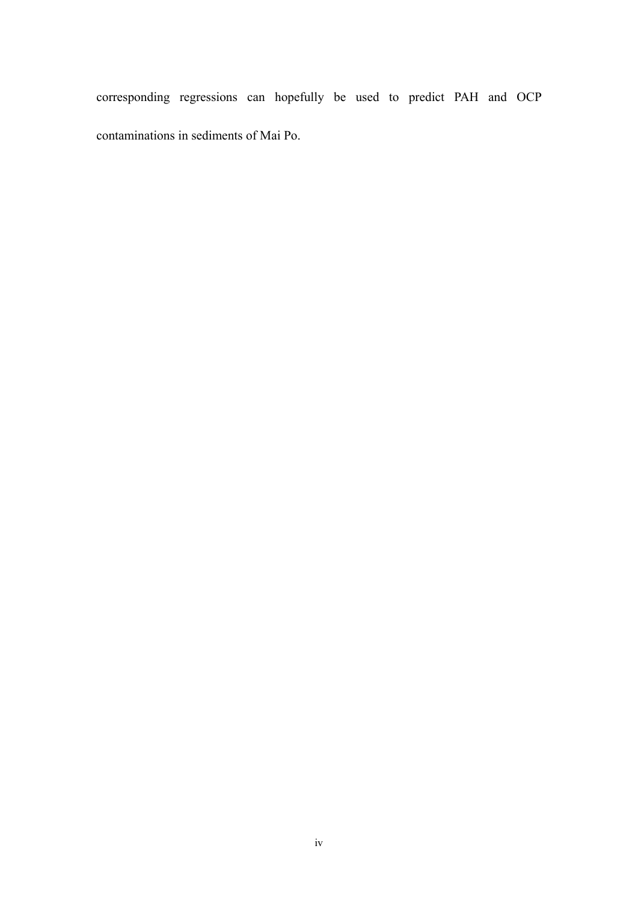corresponding regressions can hopefully be used to predict PAH and OCP contaminations in sediments of Mai Po.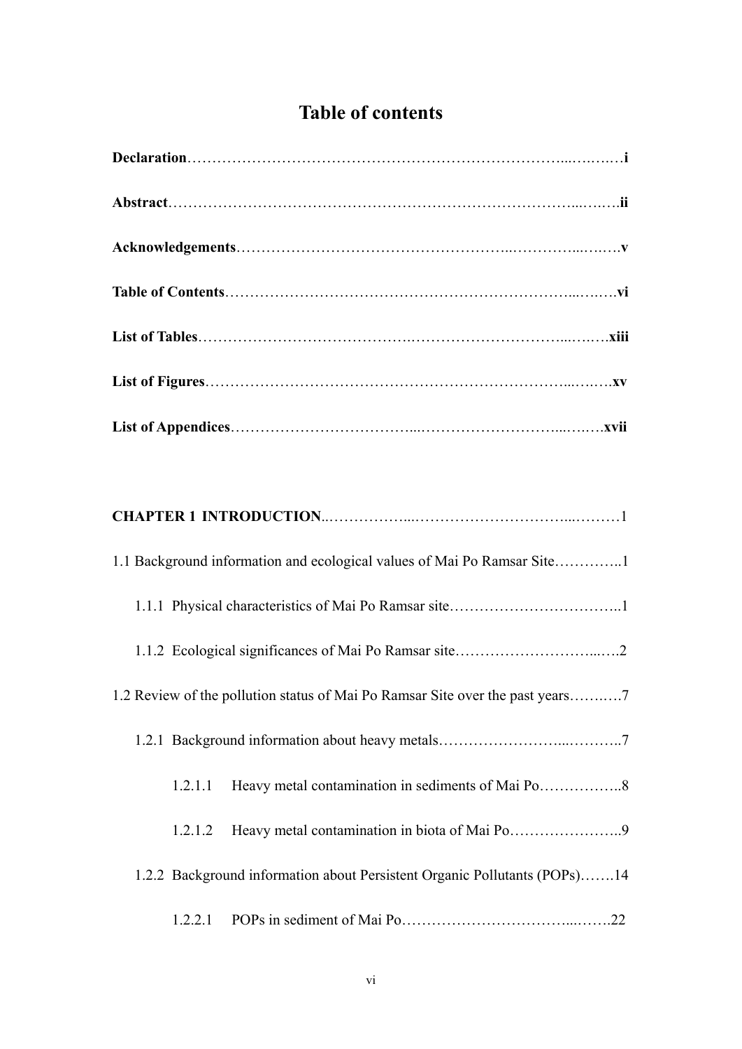# Table of contents

**Declaration**……………………………………………………………………...……..…i

**Abstract**……………………………………………………………………………...…….ii

**Acknowledgements**……………………………………………………..…………...…….v

**Table of Contents**……………………………………………………………...…….vi

**List of Tables**……………………………….…………………………...…….xiii

**List of Figures**……………………………………………………………..…….xv

**List of Appendices**…………………………...……………………….....…….xvii

**CHAPTER 1 INTRODUCTION**..……………...………………………...………1

1.1 Background information and ecological values of Mai Po Ramsar Site…………..1

1.1.1 Physical characteristics of Mai Po Ramsar site……………………………..1

1.1.2 Ecological significances of Mai Po Ramsar site………………………...….2

1.2 Review of the pollution status of Mai Po Ramsar Site over the past years……..…7

1.2.1 Background information about heavy metals……………………...………..7

1.2.1.1 Heavy metal contamination in sediments of Mai Po……………..8

1.2.1.2 Heavy metal contamination in biota of Mai Po…………………..9

1.2.2 Background information about Persistent Organic Pollutants (POPs)…….14

1.2.2.1 POPs in sediment of Mai Po…………………………...…….22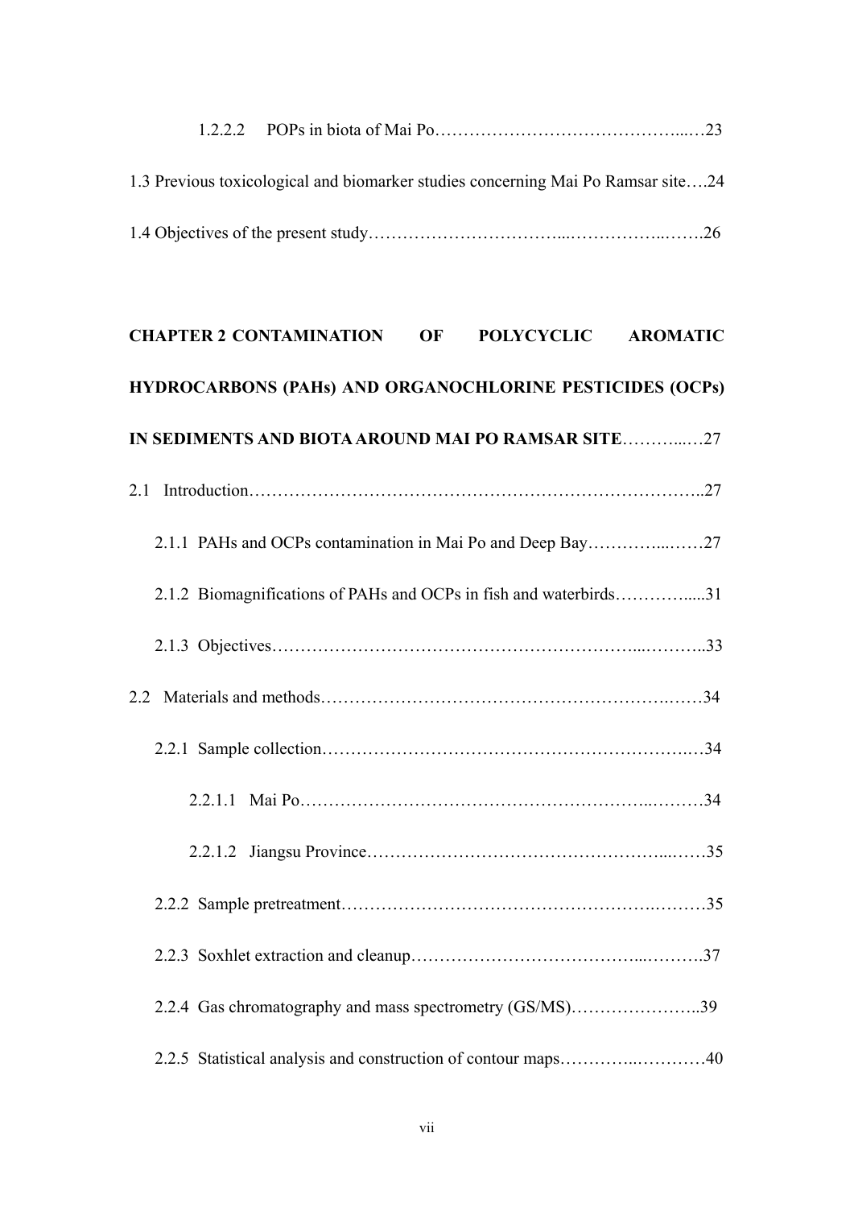1.2.2.2 POPs in biota of Mai Po……………………………………...…23

1.3 Previous toxicological and biomarker studies concerning Mai Po Ramsar site….24

1.4 Objectives of the present study……………………………...……………..…….26

**CHAPTER 2 CONTAMINATION OF POLYCYCLIC AROMATIC HYDROCARBONS (PAHs) AND ORGANOCHLORINE PESTICIDES (OCPs) IN SEDIMENTS AND BIOTA AROUND MAI PO RAMSAR SITE**………...…27

2.1 Introduction……………………………………………………………………..27

2.1.1 PAHs and OCPs contamination in Mai Po and Deep Bay…………...……27

2.1.2 Biomagnifications of PAHs and OCPs in fish and waterbirds………….....31

2.1.3 Objectives……………………………………………………...………..33

2.2 Materials and methods…………………………………………………….……34

2.2.1 Sample collection…………………………………………………….…34

2.2.1.1 Mai Po……………………………………………………..………34

2.2.1.2 Jiangsu Province…………………………………………...……35

2.2.2 Sample pretreatment………………………………………………….………35

2.2.3 Soxhlet extraction and cleanup………………………………...………..37

2.2.4 Gas chromatography and mass spectrometry (GS/MS)…………………..39

2.2.5 Statistical analysis and construction of contour maps…………..…………40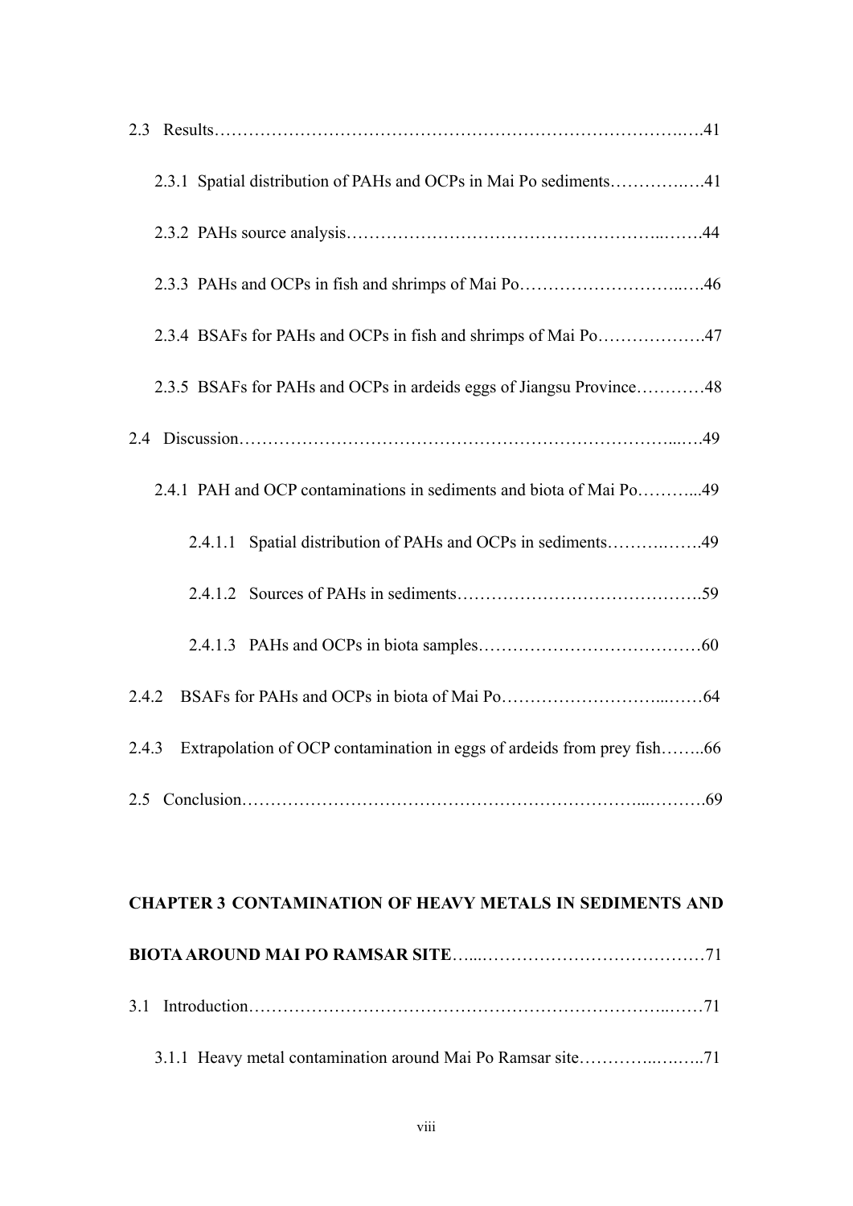2.3 Results……………………………………………………………………….….41

2.3.1 Spatial distribution of PAHs and OCPs in Mai Po sediments…………..….41

2.3.2 PAHs source analysis………………………………………………..…….44

2.3.3 PAHs and OCPs in fish and shrimps of Mai Po…………………………..….46

2.3.4 BSAFs for PAHs and OCPs in fish and shrimps of Mai Po……………….47

2.3.5 BSAFs for PAHs and OCPs in ardeids eggs of Jiangsu Province…………48

2.4 Discussion……………………………………………………………………...…49

2.4.1 PAH and OCP contaminations in sediments and biota of Mai Po………...49

2.4.1.1 Spatial distribution of PAHs and OCPs in sediments……….…….49

2.4.1.2 Sources of PAHs in sediments…………………………………….59

2.4.1.3 PAHs and OCPs in biota samples…………………………….……60

2.4.2 BSAFs for PAHs and OCPs in biota of Mai Po…………………………...……64

2.4.3 Extrapolation of OCP contamination in eggs of ardeids from prey fish……..66

2.5 Conclusion…………………………………………………………...……….69

**CHAPTER 3 CONTAMINATION OF HEAVY METALS IN SEDIMENTS AND BIOTA AROUND MAI PO RAMSAR SITE**…...……………………………………71

3.1 Introduction………………………………………………………………..……71

3.1.1 Heavy metal contamination around Mai Po Ramsar site…………..….…..71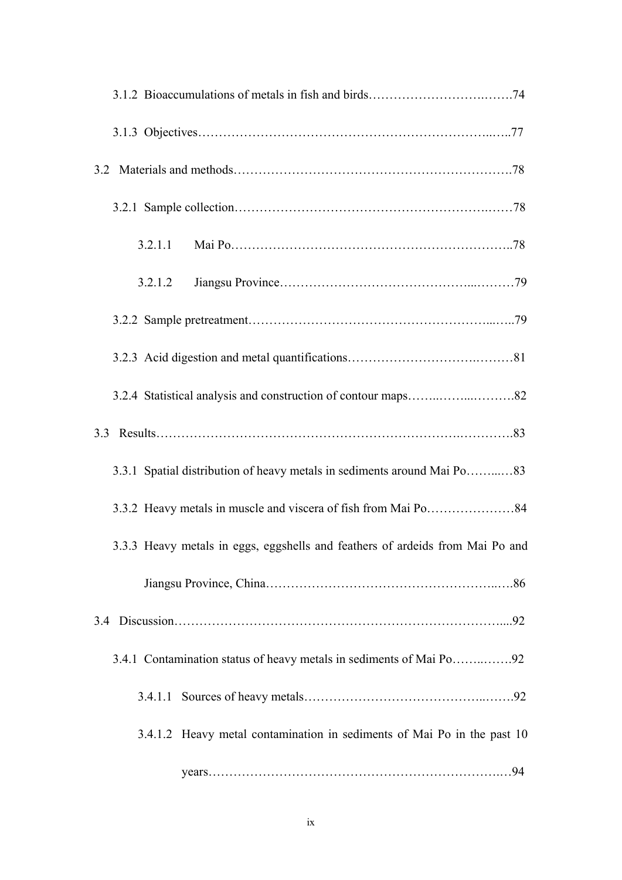3.1.2 Bioaccumulations of metals in fish and birds……………………….…….74

3.1.3 Objectives……………………………………………………………..…..77

3.2 Materials and methods…………………………………………………………….78

3.2.1 Sample collection……………….………………………………….……78

3.2.1.1 Mai Po…………………………………………………………..78

3.2.1.2 Jiangsu Province……………………………………...………79

3.2.2 Sample pretreatment…………………………………………………...…..79

3.2.3 Acid digestion and metal quantifications…………………………….………81

3.2.4 Statistical analysis and construction of contour maps……..……...……….82

3.3 Results……………………………………………………………….………….83

3.3.1 Spatial distribution of heavy metals in sediments around Mai Po……...…83

3.3.2 Heavy metals in muscle and viscera of fish from Mai Po…………………84

3.3.3 Heavy metals in eggs, eggshells and feathers of ardeids from Mai Po and Jiangsu Province, China……………………………………………..….86

3.4 Discussion…………………………………………………………………....92

3.4.1 Contamination status of heavy metals in sediments of Mai Po……..…….92

3.4.1.1 Sources of heavy metals…………………………………..…….92

3.4.1.2 Heavy metal contamination in sediments of Mai Po in the past 10 years……………………………………………………………..…94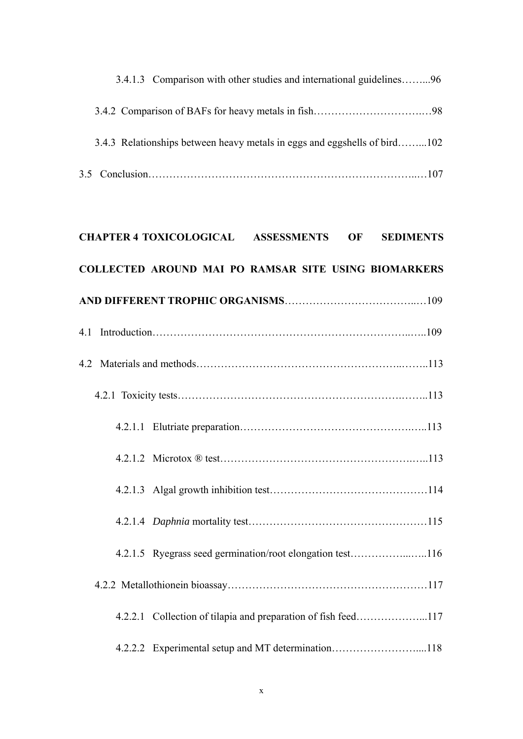3.4.1.3 Comparison with other studies and international guidelines……...96

3.4.2 Comparison of BAFs for heavy metals in fish…………………………….98

3.4.3 Relationships between heavy metals in eggs and eggshells of bird……...102

3.5 Conclusion……………………………………………………………………...…107

**CHAPTER 4 TOXICOLOGICAL ASSESSMENTS OF SEDIMENTS COLLECTED AROUND MAI PO RAMSAR SITE USING BIOMARKERS AND DIFFERENT TROPHIC ORGANISMS**………………………………...…109

4.1 Introduction……………………………………………………………………...…..109

4.2 Materials and methods…………………………………………………...……..113

4.2.1 Toxicity tests……………………………………………………….……..113

4.2.1.1 Elutriate preparation…………………………………………….…..113

4.2.1.2 Microtox ® test…………………………………………………….…..113

4.2.1.3 Algal growth inhibition test………………………………………114

4.2.1.4 *Daphnia* mortality test……………………………………………115

4.2.1.5 Ryegrass seed germination/root elongation test……………...…..116

4.2.2 Metallothionein bioassay…………………………………………………117

4.2.2.1 Collection of tilapia and preparation of fish feed………………...117

4.2.2.2 Experimental setup and MT determination……………………....118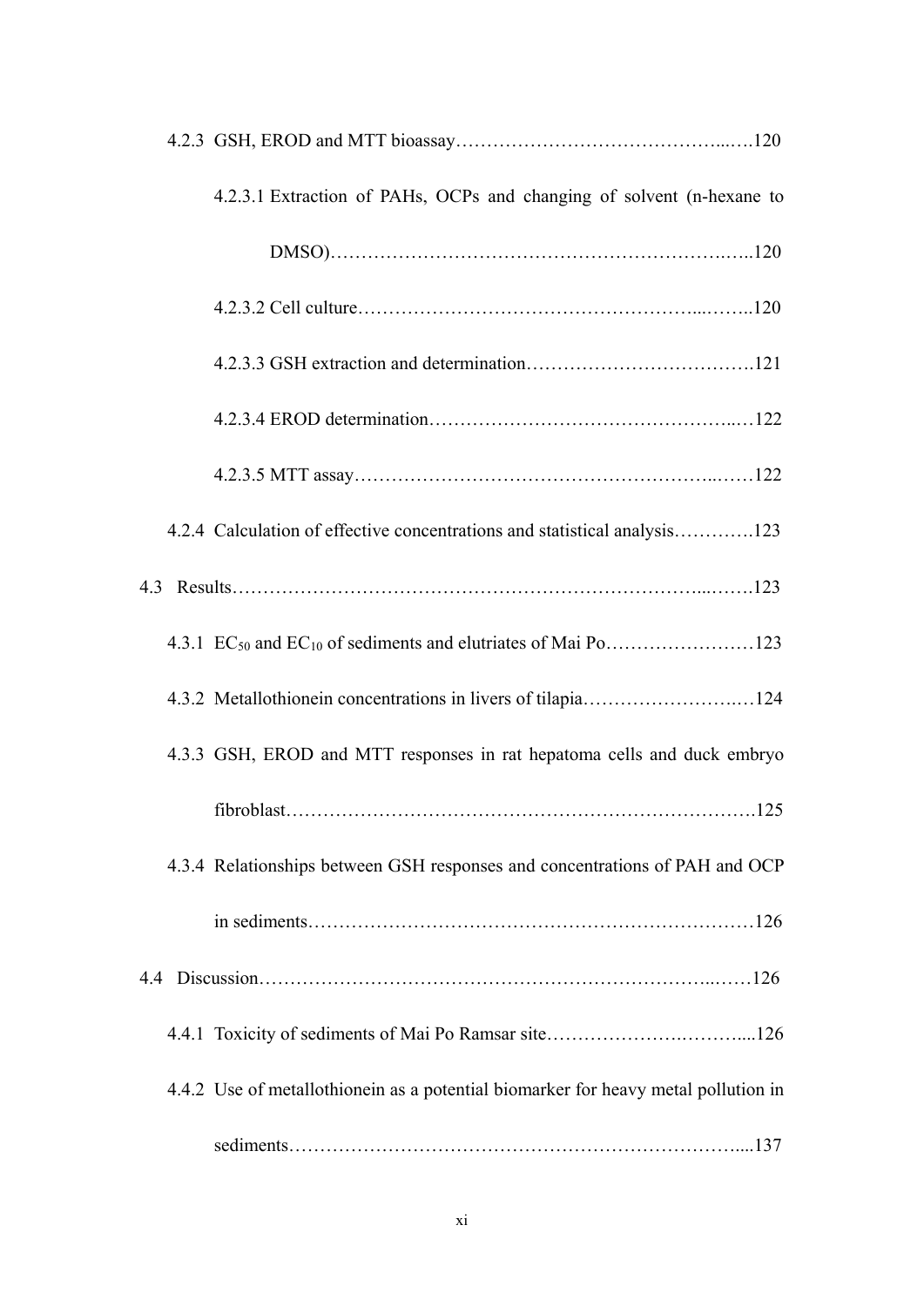4.2.3 GSH, EROD and MTT bioassay……………………………………...….120

4.2.3.1 Extraction of PAHs, OCPs and changing of solvent (n-hexane to DMSO)……………………………………………………….…..120

4.2.3.2 Cell culture……………………………………………...……..120

4.2.3.3 GSH extraction and determination……………………………….121

4.2.3.4 EROD determination…………………………………………..…122

4.2.3.5 MTT assay…………………………………………………..……122

4.2.4 Calculation of effective concentrations and statistical analysis………….123

4.3 Results…………………………………………………………………...…….123

4.3.1 $EC_{50}$ and $EC_{10}$ of sediments and elutriates of Mai Po……………………123

4.3.2 Metallothionein concentrations in livers of tilapia…………………….…124

4.3.3 GSH, EROD and MTT responses in rat hepatoma cells and duck embryo fibroblast……………………………………………………………….125

4.3.4 Relationships between GSH responses and concentrations of PAH and OCP in sediments……………………………………………………………126

4.4 Discussion…….…………………………………………….………………..……126

4.4.1 Toxicity of sediments of Mai Po Ramsar site……………….………....126

4.4.2 Use of metallothionein as a potential biomarker for heavy metal pollution in sediments……………………………………………………………....137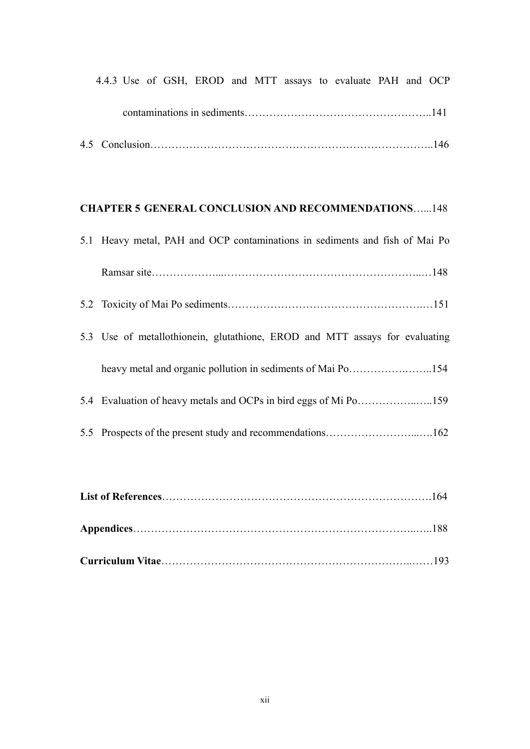4.4.3 Use of GSH, EROD and MTT assays to evaluate PAH and OCP contaminations in sediments……………………………………………..141

4.5 Conclusion……………………………………………………………………..146

**CHAPTER 5 GENERAL CONCLUSION AND RECOMMENDATIONS**…...148

5.1 Heavy metal, PAH and OCP contaminations in sediments and fish of Mai Po Ramsar site………………...……………………………………………...…148

5.2 Toxicity of Mai Po sediments……………………………………………….…151

5.3 Use of metallothionein, glutathione, EROD and MTT assays for evaluating heavy metal and organic pollution in sediments of Mai Po…………….……..154

5.4 Evaluation of heavy metals and OCPs in bird eggs of Mi Po……………..…..159

5.5 Prospects of the present study and recommendations……………………...….162

**List of References**………………………………………………………………….164

**Appendices**………………………………………………………………………..…..188

**Curriculum Vitae**………………….……………………………………………..……193